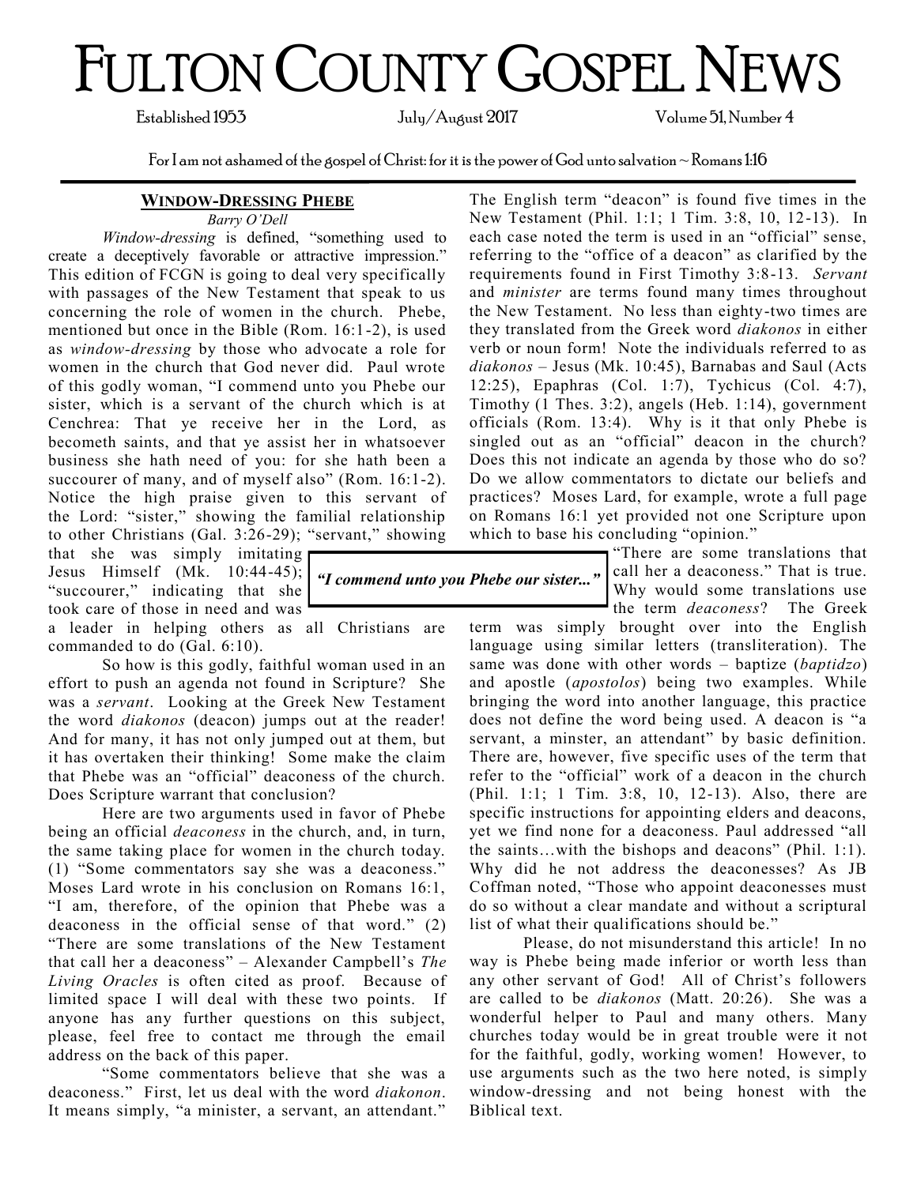# FULTON COUNTY GOSPEL NEWS

Established 1953 | July/August 2017 | Volume 51, Number 4

For I am not ashamed of the gospel of Christ: for it is the power of God unto salvation ~ Romans 1:16

## WINDOW-DRESSING PHEBE

*Barry O'Dell*

*Window-dressing* is defined, "something used to create a deceptively favorable or attractive impression." This edition of FCGN is going to deal very specifically with passages of the New Testament that speak to us concerning the role of women in the church. Phebe, mentioned but once in the Bible (Rom. 16:1-2), is used as *window-dressing* by those who advocate a role for women in the church that God never did. Paul wrote of this godly woman, "I commend unto you Phebe our sister, which is a servant of the church which is at Cenchrea: That ye receive her in the Lord, as becometh saints, and that ye assist her in whatsoever business she hath need of you: for she hath been a succourer of many, and of myself also" (Rom. 16:1-2). Notice the high praise given to this servant of the Lord: "sister," showing the familial relationship to other Christians (Gal. 3:26-29); "servant," showing that she was simply imitating Jesus Himself (Mk. 10:44-45); "succourer," indicating that she took care of those in need and was a leader in helping others as all Christians are commanded to do (Gal. 6:10).

***"I commend unto you Phebe our sister..."***

So how is this godly, faithful woman used in an effort to push an agenda not found in Scripture? She was a *servant*. Looking at the Greek New Testament the word *diakonos* (deacon) jumps out at the reader! And for many, it has not only jumped out at them, but it has overtaken their thinking! Some make the claim that Phebe was an "official" deaconess of the church. Does Scripture warrant that conclusion?

Here are two arguments used in favor of Phebe being an official *deaconess* in the church, and, in turn, the same taking place for women in the church today. (1) "Some commentators say she was a deaconess." Moses Lard wrote in his conclusion on Romans 16:1, "I am, therefore, of the opinion that Phebe was a deaconess in the official sense of that word." (2) "There are some translations of the New Testament that call her a deaconess" – Alexander Campbell's *The Living Oracles* is often cited as proof. Because of limited space I will deal with these two points. If anyone has any further questions on this subject, please, feel free to contact me through the email address on the back of this paper.

"Some commentators believe that she was a deaconess." First, let us deal with the word *diakonon*. It means simply, "a minister, a servant, an attendant." The English term "deacon" is found five times in the New Testament (Phil. 1:1; 1 Tim. 3:8, 10, 12-13). In each case noted the term is used in an "official" sense, referring to the "office of a deacon" as clarified by the requirements found in First Timothy 3:8-13. *Servant* and *minister* are terms found many times throughout the New Testament. No less than eighty-two times are they translated from the Greek word *diakonos* in either verb or noun form! Note the individuals referred to as *diakonos* – Jesus (Mk. 10:45), Barnabas and Saul (Acts 12:25), Epaphras (Col. 1:7), Tychicus (Col. 4:7), Timothy (1 Thes. 3:2), angels (Heb. 1:14), government officials (Rom. 13:4). Why is it that only Phebe is singled out as an "official" deacon in the church? Does this not indicate an agenda by those who do so? Do we allow commentators to dictate our beliefs and practices? Moses Lard, for example, wrote a full page on Romans 16:1 yet provided not one Scripture upon which to base his concluding "opinion."

"There are some translations that call her a deaconess." That is true. Why would some translations use the term *deaconess*? The Greek term was simply brought over into the English language using similar letters (transliteration). The same was done with other words – baptize (*baptidzo*) and apostle (*apostolos*) being two examples. While bringing the word into another language, this practice does not define the word being used. A deacon is "a servant, a minster, an attendant" by basic definition. There are, however, five specific uses of the term that refer to the "official" work of a deacon in the church (Phil. 1:1; 1 Tim. 3:8, 10, 12-13). Also, there are specific instructions for appointing elders and deacons, yet we find none for a deaconess. Paul addressed "all the saints…with the bishops and deacons" (Phil. 1:1). Why did he not address the deaconesses? As JB Coffman noted, "Those who appoint deaconesses must do so without a clear mandate and without a scriptural list of what their qualifications should be."

Please, do not misunderstand this article! In no way is Phebe being made inferior or worth less than any other servant of God! All of Christ's followers are called to be *diakonos* (Matt. 20:26). She was a wonderful helper to Paul and many others. Many churches today would be in great trouble were it not for the faithful, godly, working women! However, to use arguments such as the two here noted, is simply window-dressing and not being honest with the Biblical text.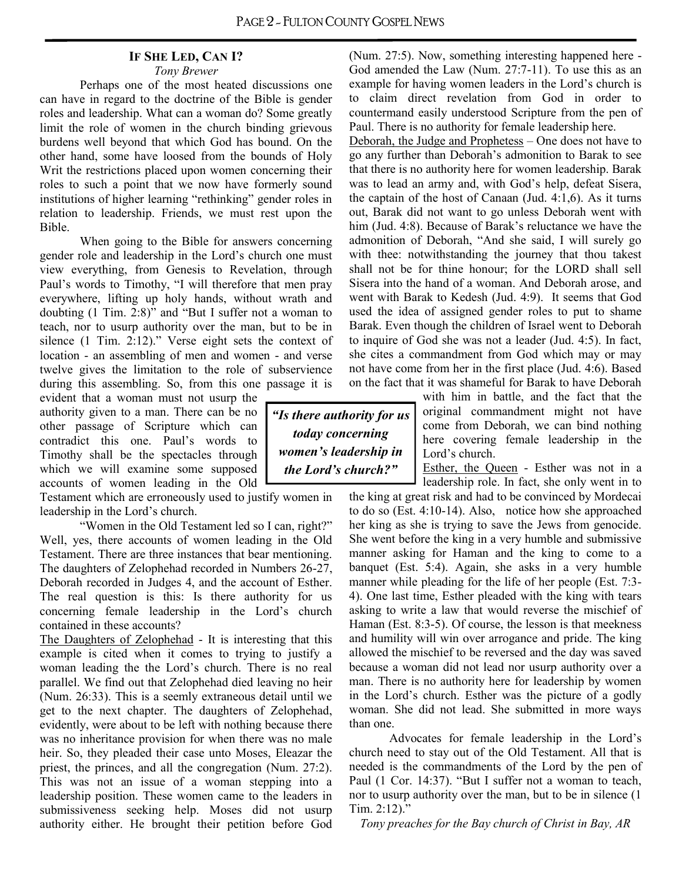## If She Led, Can I?

*Tony Brewer*

Perhaps one of the most heated discussions one can have in regard to the doctrine of the Bible is gender roles and leadership. What can a woman do? Some greatly limit the role of women in the church binding grievous burdens well beyond that which God has bound. On the other hand, some have loosed from the bounds of Holy Writ the restrictions placed upon women concerning their roles to such a point that we now have formerly sound institutions of higher learning "rethinking" gender roles in relation to leadership. Friends, we must rest upon the Bible.

When going to the Bible for answers concerning gender role and leadership in the Lord's church one must view everything, from Genesis to Revelation, through Paul's words to Timothy, "I will therefore that men pray everywhere, lifting up holy hands, without wrath and doubting (1 Tim. 2:8)" and "But I suffer not a woman to teach, nor to usurp authority over the man, but to be in silence (1 Tim. 2:12)." Verse eight sets the context of location - an assembling of men and women - and verse twelve gives the limitation to the role of subservience during this assembling. So, from this one passage it is evident that a woman must not usurp the authority given to a man. There can be no other passage of Scripture which can contradict this one. Paul's words to Timothy shall be the spectacles through which we will examine some supposed accounts of women leading in the Old Testament which are erroneously used to justify women in leadership in the Lord's church.

**"Is there authority for us today concerning women's leadership in the Lord's church?"**

"Women in the Old Testament led so I can, right?" Well, yes, there accounts of women leading in the Old Testament. There are three instances that bear mentioning. The daughters of Zelophehad recorded in Numbers 26-27, Deborah recorded in Judges 4, and the account of Esther. The real question is this: Is there authority for us concerning female leadership in the Lord's church contained in these accounts?

<u>The Daughters of Zelophehad</u> - It is interesting that this example is cited when it comes to trying to justify a woman leading the the Lord's church. There is no real parallel. We find out that Zelophehad died leaving no heir (Num. 26:33). This is a seemly extraneous detail until we get to the next chapter. The daughters of Zelophehad, evidently, were about to be left with nothing because there was no inheritance provision for when there was no male heir. So, they pleaded their case unto Moses, Eleazar the priest, the princes, and all the congregation (Num. 27:2). This was not an issue of a woman stepping into a leadership position. These women came to the leaders in submissiveness seeking help. Moses did not usurp authority either. He brought their petition before God (Num. 27:5). Now, something interesting happened here - God amended the Law (Num. 27:7-11). To use this as an example for having women leaders in the Lord's church is to claim direct revelation from God in order to countermand easily understood Scripture from the pen of Paul. There is no authority for female leadership here.

<u>Deborah, the Judge and Prophetess</u> – One does not have to go any further than Deborah's admonition to Barak to see that there is no authority here for women leadership. Barak was to lead an army and, with God's help, defeat Sisera, the captain of the host of Canaan (Jud. 4:1,6). As it turns out, Barak did not want to go unless Deborah went with him (Jud. 4:8). Because of Barak's reluctance we have the admonition of Deborah, "And she said, I will surely go with thee: notwithstanding the journey that thou takest shall not be for thine honour; for the LORD shall sell Sisera into the hand of a woman. And Deborah arose, and went with Barak to Kedesh (Jud. 4:9). It seems that God used the idea of assigned gender roles to put to shame Barak. Even though the children of Israel went to Deborah to inquire of God she was not a leader (Jud. 4:5). In fact, she cites a commandment from God which may or may not have come from her in the first place (Jud. 4:6). Based on the fact that it was shameful for Barak to have Deborah with him in battle, and the fact that the original commandment might not have come from Deborah, we can bind nothing here covering female leadership in the Lord's church.

<u>Esther, the Queen</u> - Esther was not in a leadership role. In fact, she only went in to the king at great risk and had to be convinced by Mordecai to do so (Est. 4:10-14). Also, notice how she approached her king as she is trying to save the Jews from genocide. She went before the king in a very humble and submissive manner asking for Haman and the king to come to a banquet (Est. 5:4). Again, she asks in a very humble manner while pleading for the life of her people (Est. 7:3-4). One last time, Esther pleaded with the king with tears asking to write a law that would reverse the mischief of Haman (Est. 8:3-5). Of course, the lesson is that meekness and humility will win over arrogance and pride. The king allowed the mischief to be reversed and the day was saved because a woman did not lead nor usurp authority over a man. There is no authority here for leadership by women in the Lord's church. Esther was the picture of a godly woman. She did not lead. She submitted in more ways than one.

Advocates for female leadership in the Lord's church need to stay out of the Old Testament. All that is needed is the commandments of the Lord by the pen of Paul (1 Cor. 14:37). "But I suffer not a woman to teach, nor to usurp authority over the man, but to be in silence (1 Tim. 2:12)."

*Tony preaches for the Bay church of Christ in Bay, AR*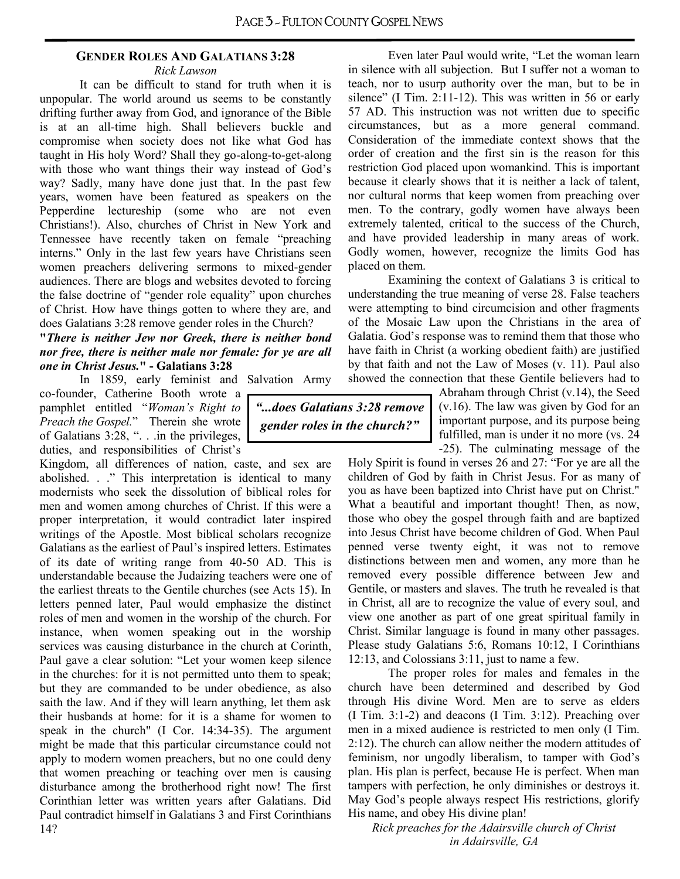## Gender Roles And Galatians 3:28

*Rick Lawson*

It can be difficult to stand for truth when it is unpopular. The world around us seems to be constantly drifting further away from God, and ignorance of the Bible is at an all-time high. Shall believers buckle and compromise when society does not like what God has taught in His holy Word? Shall they go-along-to-get-along with those who want things their way instead of God's way? Sadly, many have done just that. In the past few years, women have been featured as speakers on the Pepperdine lectureship (some who are not even Christians!). Also, churches of Christ in New York and Tennessee have recently taken on female "preaching interns." Only in the last few years have Christians seen women preachers delivering sermons to mixed-gender audiences. There are blogs and websites devoted to forcing the false doctrine of "gender role equality" upon churches of Christ. How have things gotten to where they are, and does Galatians 3:28 remove gender roles in the Church?

***"There is neither Jew nor Greek, there is neither bond nor free, there is neither male nor female: for ye are all one in Christ Jesus."* - Galatians 3:28**

In 1859, early feminist and Salvation Army co-founder, Catherine Booth wrote a pamphlet entitled "*Woman's Right to Preach the Gospel.*" Therein she wrote of Galatians 3:28, ". . .in the privileges, duties, and responsibilities of Christ's Kingdom, all differences of nation, caste, and sex are abolished. . ." This interpretation is identical to many modernists who seek the dissolution of biblical roles for men and women among churches of Christ. If this were a proper interpretation, it would contradict later inspired writings of the Apostle. Most biblical scholars recognize Galatians as the earliest of Paul's inspired letters. Estimates of its date of writing range from 40-50 AD. This is understandable because the Judaizing teachers were one of the earliest threats to the Gentile churches (see Acts 15). In letters penned later, Paul would emphasize the distinct roles of men and women in the worship of the church. For instance, when women speaking out in the worship services was causing disturbance in the church at Corinth, Paul gave a clear solution: "Let your women keep silence in the churches: for it is not permitted unto them to speak; but they are commanded to be under obedience, as also saith the law. And if they will learn anything, let them ask their husbands at home: for it is a shame for women to speak in the church" (I Cor. 14:34-35). The argument might be made that this particular circumstance could not apply to modern women preachers, but no one could deny that women preaching or teaching over men is causing disturbance among the brotherhood right now! The first Corinthian letter was written years after Galatians. Did Paul contradict himself in Galatians 3 and First Corinthians 14?

Even later Paul would write, "Let the woman learn in silence with all subjection. But I suffer not a woman to teach, nor to usurp authority over the man, but to be in silence" (I Tim. 2:11-12). This was written in 56 or early 57 AD. This instruction was not written due to specific circumstances, but as a more general command. Consideration of the immediate context shows that the order of creation and the first sin is the reason for this restriction God placed upon womankind. This is important because it clearly shows that it is neither a lack of talent, nor cultural norms that keep women from preaching over men. To the contrary, godly women have always been extremely talented, critical to the success of the Church, and have provided leadership in many areas of work. Godly women, however, recognize the limits God has placed on them.

Examining the context of Galatians 3 is critical to understanding the true meaning of verse 28. False teachers were attempting to bind circumcision and other fragments of the Mosaic Law upon the Christians in the area of Galatia. God's response was to remind them that those who have faith in Christ (a working obedient faith) are justified by that faith and not the Law of Moses (v. 11). Paul also showed the connection that these Gentile believers had to Abraham through Christ (v.14), the Seed (v.16). The law was given by God for an important purpose, and its purpose being fulfilled, man is under it no more (vs. 24-25). The culminating message of the Holy Spirit is found in verses 26 and 27: "For ye are all the children of God by faith in Christ Jesus. For as many of you as have been baptized into Christ have put on Christ." What a beautiful and important thought! Then, as now, those who obey the gospel through faith and are baptized into Jesus Christ have become children of God. When Paul penned verse twenty eight, it was not to remove distinctions between men and women, any more than he removed every possible difference between Jew and Gentile, or masters and slaves. The truth he revealed is that in Christ, all are to recognize the value of every soul, and view one another as part of one great spiritual family in Christ. Similar language is found in many other passages. Please study Galatians 5:6, Romans 10:12, I Corinthians 12:13, and Colossians 3:11, just to name a few.

*"...does Galatians 3:28 remove gender roles in the church?"*

The proper roles for males and females in the church have been determined and described by God through His divine Word. Men are to serve as elders (I Tim. 3:1-2) and deacons (I Tim. 3:12). Preaching over men in a mixed audience is restricted to men only (I Tim. 2:12). The church can allow neither the modern attitudes of feminism, nor ungodly liberalism, to tamper with God's plan. His plan is perfect, because He is perfect. When man tampers with perfection, he only diminishes or destroys it. May God's people always respect His restrictions, glorify His name, and obey His divine plan!

*Rick preaches for the Adairsville church of Christ in Adairsville, GA*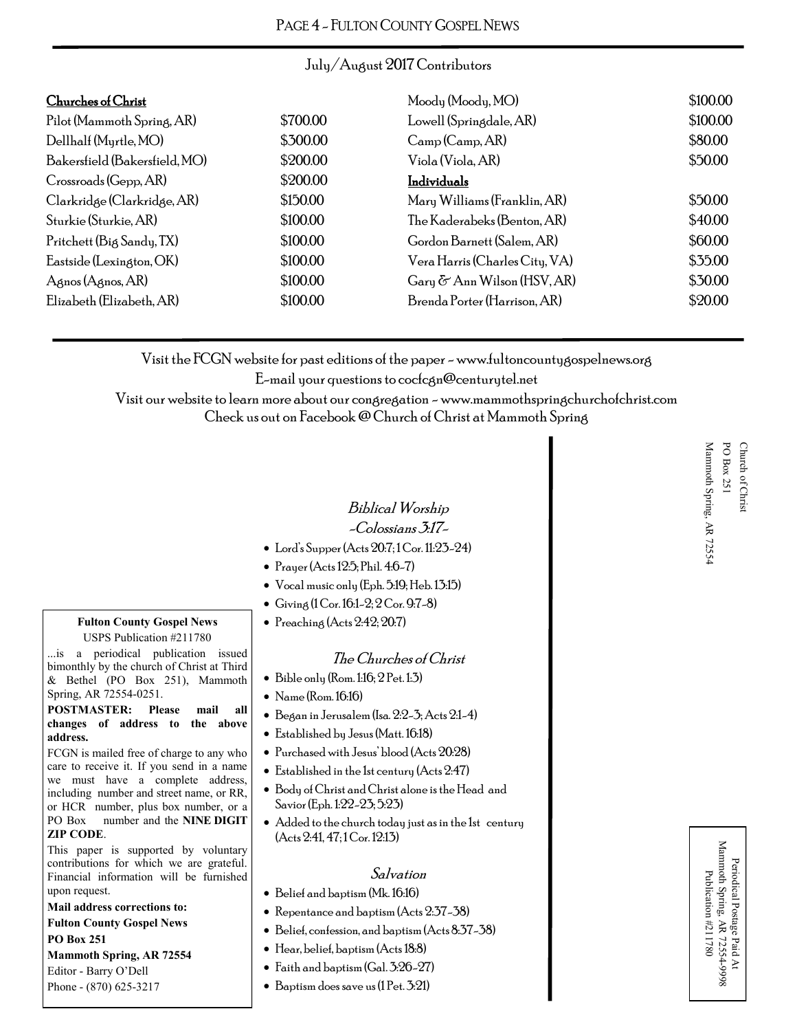## July/August 2017 Contributors

| | | | |
|---|---|---|---|
| **Churches of Christ** | | Moody (Moody, MO) | $100.00 |
| Pilot (Mammoth Spring, AR) | $700.00 | Lowell (Springdale, AR) | $100.00 |
| Dellhalf (Myrtle, MO) | $300.00 | Camp (Camp, AR) | $80.00 |
| Bakersfield (Bakersfield, MO) | $200.00 | Viola (Viola, AR) | $50.00 |
| Crossroads (Gepp, AR) | $200.00 | **Individuals** | |
| Clarkridge (Clarkridge, AR) | $150.00 | Mary Williams (Franklin, AR) | $50.00 |
| Sturkie (Sturkie, AR) | $100.00 | The Kaderabeks (Benton, AR) | $40.00 |
| Pritchett (Big Sandy, TX) | $100.00 | Gordon Barnett (Salem, AR) | $60.00 |
| Eastside (Lexington, OK) | $100.00 | Vera Harris (Charles City, VA) | $35.00 |
| Agnos (Agnos, AR) | $100.00 | Gary & Ann Wilson (HSV, AR) | $30.00 |
| Elizabeth (Elizabeth, AR) | $100.00 | Brenda Porter (Harrison, AR) | $20.00 |

Visit the FCGN website for past editions of the paper - www.fultoncountygospelnews.org

E-mail your questions to cocfcgn@centurytel.net

Visit our website to learn more about our congregation - www.mammothspringchurchofchrist.com

Check us out on Facebook @ Church of Christ at Mammoth Spring

### *Biblical Worship*
### *-Colossians 3:17-*

- Lord's Supper (Acts 20:7; 1 Cor. 11:23-24)
- Prayer (Acts 12:5; Phil. 4:6-7)
- Vocal music only (Eph. 5:19; Heb. 13:15)
- Giving (1 Cor. 16:1-2; 2 Cor. 9:7-8)
- Preaching (Acts 2:42; 20:7)

### *The Churches of Christ*

- Bible only (Rom. 1:16; 2 Pet. 1:3)
- Name (Rom. 16:16)
- Began in Jerusalem (Isa. 2:2-3; Acts 2:1-4)
- Established by Jesus (Matt. 16:18)
- Purchased with Jesus' blood (Acts 20:28)
- Established in the 1st century (Acts 2:47)
- Body of Christ and Christ alone is the Head and Savior (Eph. 1:22-23; 5:23)
- Added to the church today just as in the 1st century (Acts 2:41, 47; 1 Cor. 12:13)

### *Salvation*

- Belief and baptism (Mk. 16:16)
- Repentance and baptism (Acts 2:37-38)
- Belief, confession, and baptism (Acts 8:37-38)
- Hear, belief, baptism (Acts 18:8)
- Faith and baptism (Gal. 3:26-27)
- Baptism does save us (1 Pet. 3:21)

**Fulton County Gospel News**

USPS Publication #211780

...is a periodical publication issued bimonthly by the church of Christ at Third & Bethel (PO Box 251), Mammoth Spring, AR 72554-0251.

**POSTMASTER: Please mail all changes of address to the above address.**

FCGN is mailed free of charge to any who care to receive it. If you send in a name we must have a complete address, including number and street name, or RR, or HCR number, plus box number, or a PO Box number and the **NINE DIGIT ZIP CODE**.

This paper is supported by voluntary contributions for which we are grateful. Financial information will be furnished upon request.

**Mail address corrections to:**
**Fulton County Gospel News**
**PO Box 251**
**Mammoth Spring, AR 72554**

Editor - Barry O'Dell

Phone - (870) 625-3217

Church of Christ
PO Box 251
Mammoth Spring, AR 72554

Periodical Postage Paid At
Mammoth Spring, AR 72554-9998
Publication #211780